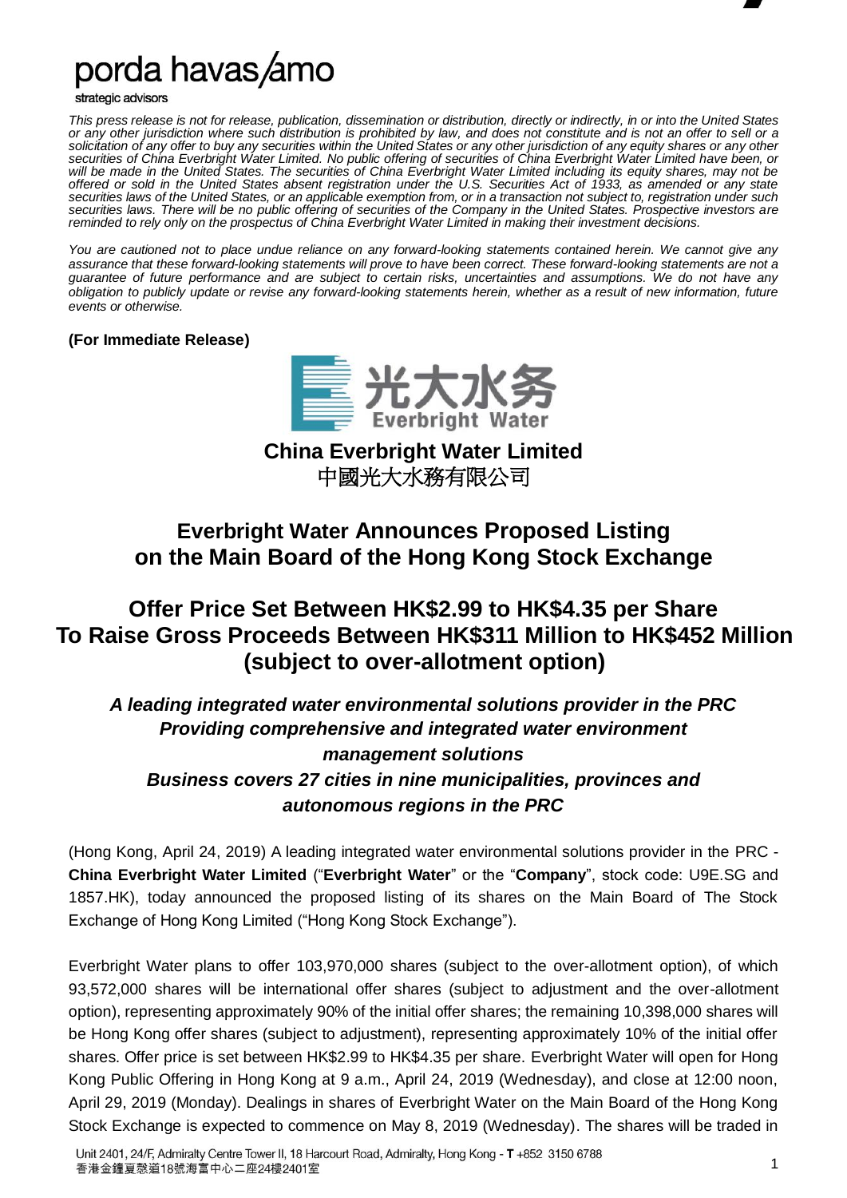porda havas/amo

strategic advisors

*This press release is not for release, publication, dissemination or distribution, directly or indirectly, in or into the United States or any other jurisdiction where such distribution is prohibited by law, and does not constitute and is not an offer to sell or a solicitation of any offer to buy any securities within the United States or any other jurisdiction of any equity shares or any other securities of China Everbright Water Limited. No public offering of securities of China Everbright Water Limited have been, or will be made in the United States. The securities of China Everbright Water Limited including its equity shares, may not be offered or sold in the United States absent registration under the U.S. Securities Act of 1933, as amended or any state securities laws of the United States, or an applicable exemption from, or in a transaction not subject to, registration under such securities laws. There will be no public offering of securities of the Company in the United States. Prospective investors are reminded to rely only on the prospectus of China Everbright Water Limited in making their investment decisions.*

*You are cautioned not to place undue reliance on any forward-looking statements contained herein. We cannot give any assurance that these forward-looking statements will prove to have been correct. These forward-looking statements are not a guarantee of future performance and are subject to certain risks, uncertainties and assumptions. We do not have any obligation to publicly update or revise any forward-looking statements herein, whether as a result of new information, future events or otherwise.*

**(For Immediate Release)**

光大水务 Everbright Water

**China Everbright Water Limited**
中國光大水務有限公司

## Everbright Water Announces Proposed Listing on the Main Board of the Hong Kong Stock Exchange

## Offer Price Set Between HK$2.99 to HK$4.35 per Share To Raise Gross Proceeds Between HK$311 Million to HK$452 Million (subject to over-allotment option)

***A leading integrated water environmental solutions provider in the PRC***
***Providing comprehensive and integrated water environment management solutions***
***Business covers 27 cities in nine municipalities, provinces and autonomous regions in the PRC***

(Hong Kong, April 24, 2019) A leading integrated water environmental solutions provider in the PRC - **China Everbright Water Limited** ("**Everbright Water**" or the "**Company**", stock code: U9E.SG and 1857.HK), today announced the proposed listing of its shares on the Main Board of The Stock Exchange of Hong Kong Limited ("Hong Kong Stock Exchange").

Everbright Water plans to offer 103,970,000 shares (subject to the over-allotment option), of which 93,572,000 shares will be international offer shares (subject to adjustment and the over-allotment option), representing approximately 90% of the initial offer shares; the remaining 10,398,000 shares will be Hong Kong offer shares (subject to adjustment), representing approximately 10% of the initial offer shares. Offer price is set between HK$2.99 to HK$4.35 per share. Everbright Water will open for Hong Kong Public Offering in Hong Kong at 9 a.m., April 24, 2019 (Wednesday), and close at 12:00 noon, April 29, 2019 (Monday). Dealings in shares of Everbright Water on the Main Board of the Hong Kong Stock Exchange is expected to commence on May 8, 2019 (Wednesday). The shares will be traded in

Unit 2401, 24/F, Admiralty Centre Tower II, 18 Harcourt Road, Admiralty, Hong Kong - T +852 3150 6788
香港金鐘夏慤道18號海富中心二座24樓2401室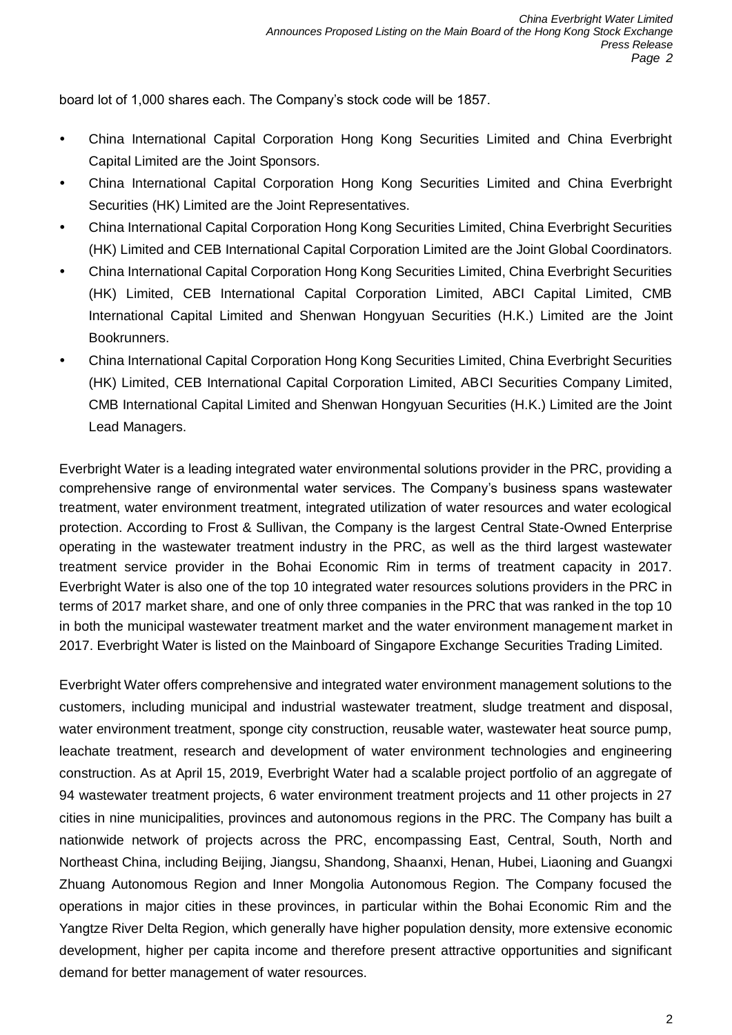board lot of 1,000 shares each. The Company's stock code will be 1857.

- China International Capital Corporation Hong Kong Securities Limited and China Everbright Capital Limited are the Joint Sponsors.
- China International Capital Corporation Hong Kong Securities Limited and China Everbright Securities (HK) Limited are the Joint Representatives.
- China International Capital Corporation Hong Kong Securities Limited, China Everbright Securities (HK) Limited and CEB International Capital Corporation Limited are the Joint Global Coordinators.
- China International Capital Corporation Hong Kong Securities Limited, China Everbright Securities (HK) Limited, CEB International Capital Corporation Limited, ABCI Capital Limited, CMB International Capital Limited and Shenwan Hongyuan Securities (H.K.) Limited are the Joint Bookrunners.
- China International Capital Corporation Hong Kong Securities Limited, China Everbright Securities (HK) Limited, CEB International Capital Corporation Limited, ABCI Securities Company Limited, CMB International Capital Limited and Shenwan Hongyuan Securities (H.K.) Limited are the Joint Lead Managers.

Everbright Water is a leading integrated water environmental solutions provider in the PRC, providing a comprehensive range of environmental water services. The Company's business spans wastewater treatment, water environment treatment, integrated utilization of water resources and water ecological protection. According to Frost & Sullivan, the Company is the largest Central State-Owned Enterprise operating in the wastewater treatment industry in the PRC, as well as the third largest wastewater treatment service provider in the Bohai Economic Rim in terms of treatment capacity in 2017. Everbright Water is also one of the top 10 integrated water resources solutions providers in the PRC in terms of 2017 market share, and one of only three companies in the PRC that was ranked in the top 10 in both the municipal wastewater treatment market and the water environment management market in 2017. Everbright Water is listed on the Mainboard of Singapore Exchange Securities Trading Limited.

Everbright Water offers comprehensive and integrated water environment management solutions to the customers, including municipal and industrial wastewater treatment, sludge treatment and disposal, water environment treatment, sponge city construction, reusable water, wastewater heat source pump, leachate treatment, research and development of water environment technologies and engineering construction. As at April 15, 2019, Everbright Water had a scalable project portfolio of an aggregate of 94 wastewater treatment projects, 6 water environment treatment projects and 11 other projects in 27 cities in nine municipalities, provinces and autonomous regions in the PRC. The Company has built a nationwide network of projects across the PRC, encompassing East, Central, South, North and Northeast China, including Beijing, Jiangsu, Shandong, Shaanxi, Henan, Hubei, Liaoning and Guangxi Zhuang Autonomous Region and Inner Mongolia Autonomous Region. The Company focused the operations in major cities in these provinces, in particular within the Bohai Economic Rim and the Yangtze River Delta Region, which generally have higher population density, more extensive economic development, higher per capita income and therefore present attractive opportunities and significant demand for better management of water resources.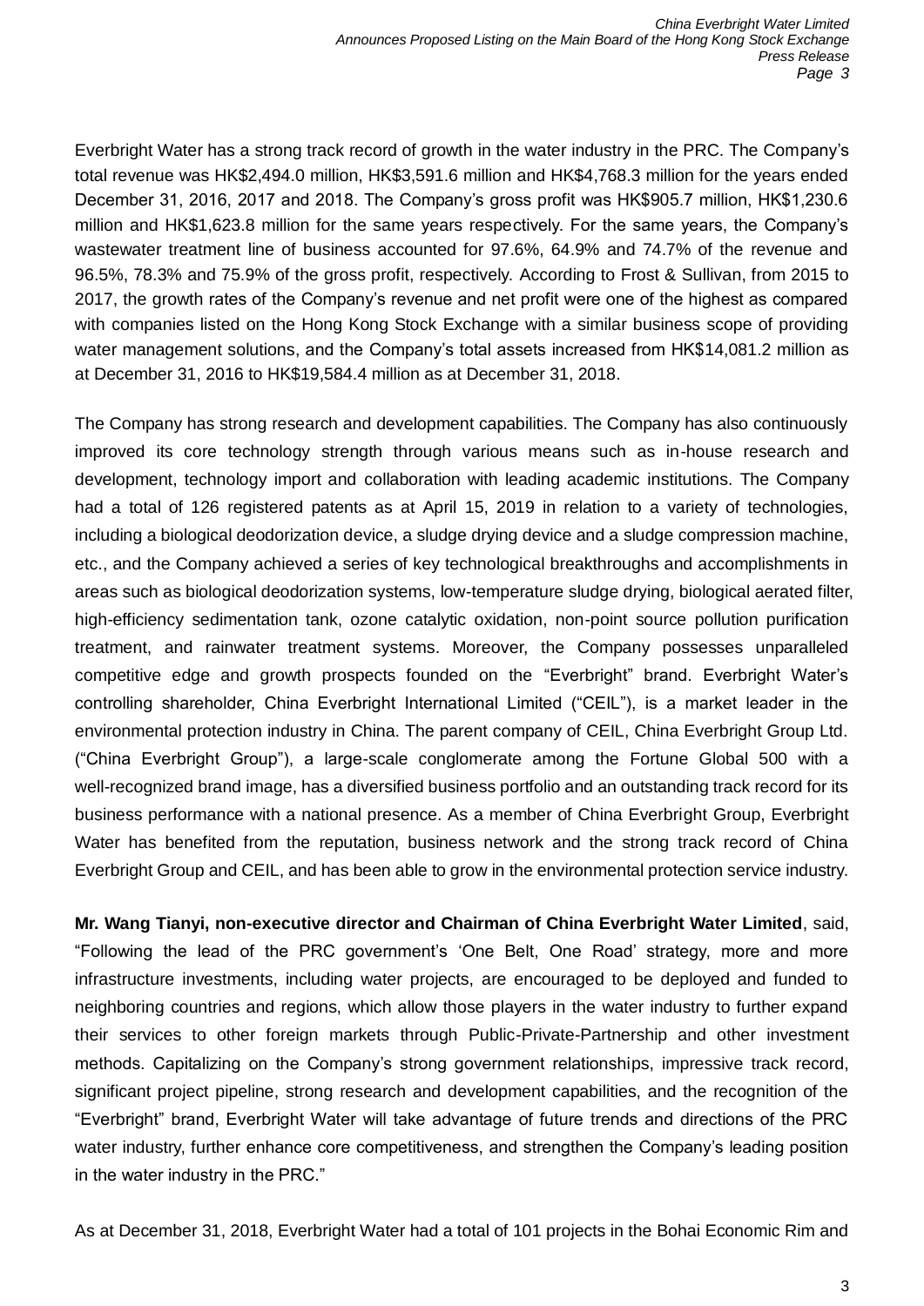Everbright Water has a strong track record of growth in the water industry in the PRC. The Company's total revenue was HK$2,494.0 million, HK$3,591.6 million and HK$4,768.3 million for the years ended December 31, 2016, 2017 and 2018. The Company's gross profit was HK$905.7 million, HK$1,230.6 million and HK$1,623.8 million for the same years respectively. For the same years, the Company's wastewater treatment line of business accounted for 97.6%, 64.9% and 74.7% of the revenue and 96.5%, 78.3% and 75.9% of the gross profit, respectively. According to Frost & Sullivan, from 2015 to 2017, the growth rates of the Company's revenue and net profit were one of the highest as compared with companies listed on the Hong Kong Stock Exchange with a similar business scope of providing water management solutions, and the Company's total assets increased from HK$14,081.2 million as at December 31, 2016 to HK$19,584.4 million as at December 31, 2018.

The Company has strong research and development capabilities. The Company has also continuously improved its core technology strength through various means such as in-house research and development, technology import and collaboration with leading academic institutions. The Company had a total of 126 registered patents as at April 15, 2019 in relation to a variety of technologies, including a biological deodorization device, a sludge drying device and a sludge compression machine, etc., and the Company achieved a series of key technological breakthroughs and accomplishments in areas such as biological deodorization systems, low-temperature sludge drying, biological aerated filter, high-efficiency sedimentation tank, ozone catalytic oxidation, non-point source pollution purification treatment, and rainwater treatment systems. Moreover, the Company possesses unparalleled competitive edge and growth prospects founded on the "Everbright" brand. Everbright Water's controlling shareholder, China Everbright International Limited ("CEIL"), is a market leader in the environmental protection industry in China. The parent company of CEIL, China Everbright Group Ltd. ("China Everbright Group"), a large-scale conglomerate among the Fortune Global 500 with a well-recognized brand image, has a diversified business portfolio and an outstanding track record for its business performance with a national presence. As a member of China Everbright Group, Everbright Water has benefited from the reputation, business network and the strong track record of China Everbright Group and CEIL, and has been able to grow in the environmental protection service industry.

**Mr. Wang Tianyi, non-executive director and Chairman of China Everbright Water Limited**, said, "Following the lead of the PRC government's 'One Belt, One Road' strategy, more and more infrastructure investments, including water projects, are encouraged to be deployed and funded to neighboring countries and regions, which allow those players in the water industry to further expand their services to other foreign markets through Public-Private-Partnership and other investment methods. Capitalizing on the Company's strong government relationships, impressive track record, significant project pipeline, strong research and development capabilities, and the recognition of the "Everbright" brand, Everbright Water will take advantage of future trends and directions of the PRC water industry, further enhance core competitiveness, and strengthen the Company's leading position in the water industry in the PRC."

As at December 31, 2018, Everbright Water had a total of 101 projects in the Bohai Economic Rim and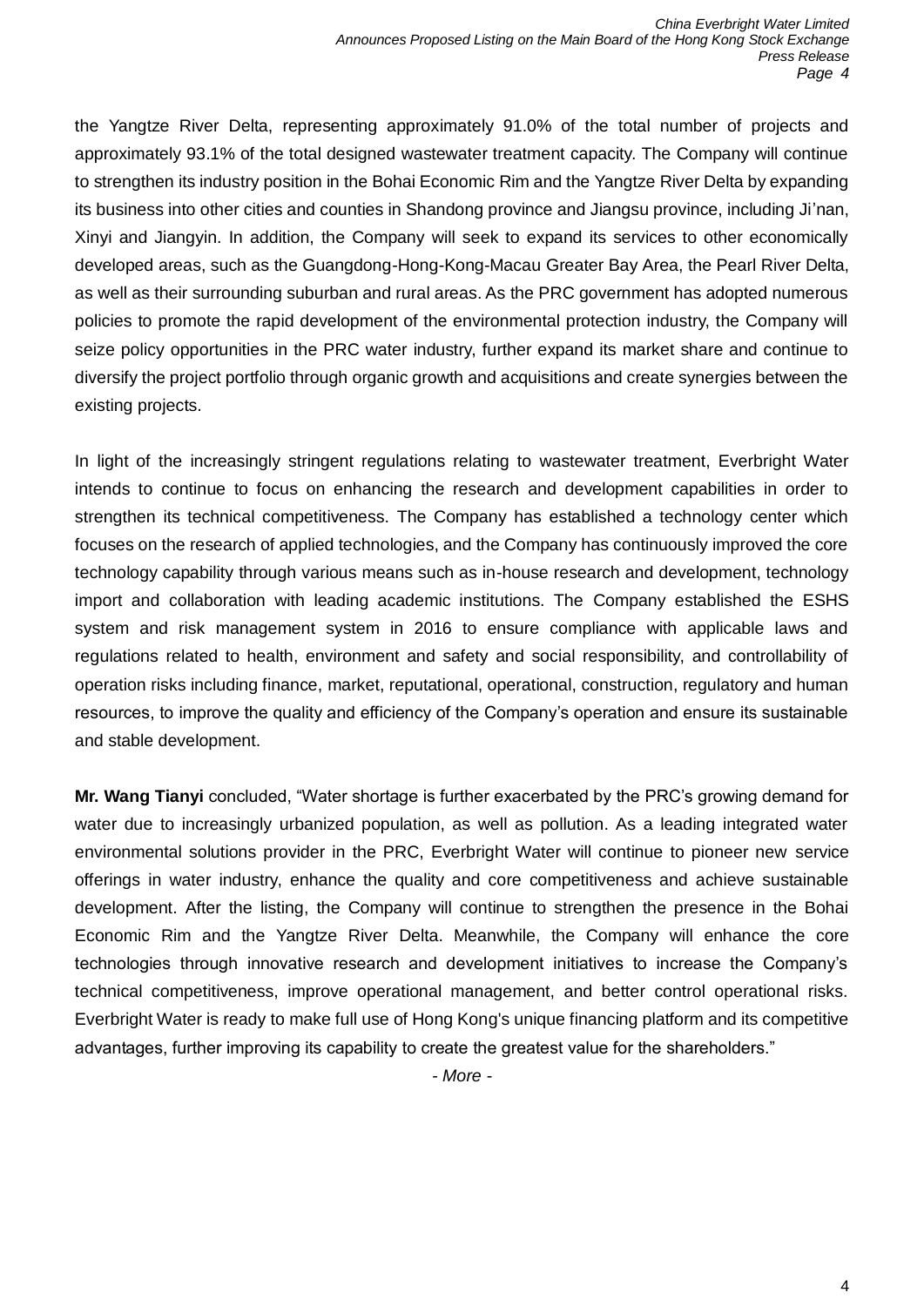the Yangtze River Delta, representing approximately 91.0% of the total number of projects and approximately 93.1% of the total designed wastewater treatment capacity. The Company will continue to strengthen its industry position in the Bohai Economic Rim and the Yangtze River Delta by expanding its business into other cities and counties in Shandong province and Jiangsu province, including Ji'nan, Xinyi and Jiangyin. In addition, the Company will seek to expand its services to other economically developed areas, such as the Guangdong-Hong-Kong-Macau Greater Bay Area, the Pearl River Delta, as well as their surrounding suburban and rural areas. As the PRC government has adopted numerous policies to promote the rapid development of the environmental protection industry, the Company will seize policy opportunities in the PRC water industry, further expand its market share and continue to diversify the project portfolio through organic growth and acquisitions and create synergies between the existing projects.

In light of the increasingly stringent regulations relating to wastewater treatment, Everbright Water intends to continue to focus on enhancing the research and development capabilities in order to strengthen its technical competitiveness. The Company has established a technology center which focuses on the research of applied technologies, and the Company has continuously improved the core technology capability through various means such as in-house research and development, technology import and collaboration with leading academic institutions. The Company established the ESHS system and risk management system in 2016 to ensure compliance with applicable laws and regulations related to health, environment and safety and social responsibility, and controllability of operation risks including finance, market, reputational, operational, construction, regulatory and human resources, to improve the quality and efficiency of the Company's operation and ensure its sustainable and stable development.

**Mr. Wang Tianyi** concluded, "Water shortage is further exacerbated by the PRC's growing demand for water due to increasingly urbanized population, as well as pollution. As a leading integrated water environmental solutions provider in the PRC, Everbright Water will continue to pioneer new service offerings in water industry, enhance the quality and core competitiveness and achieve sustainable development. After the listing, the Company will continue to strengthen the presence in the Bohai Economic Rim and the Yangtze River Delta. Meanwhile, the Company will enhance the core technologies through innovative research and development initiatives to increase the Company's technical competitiveness, improve operational management, and better control operational risks. Everbright Water is ready to make full use of Hong Kong's unique financing platform and its competitive advantages, further improving its capability to create the greatest value for the shareholders."

*- More -*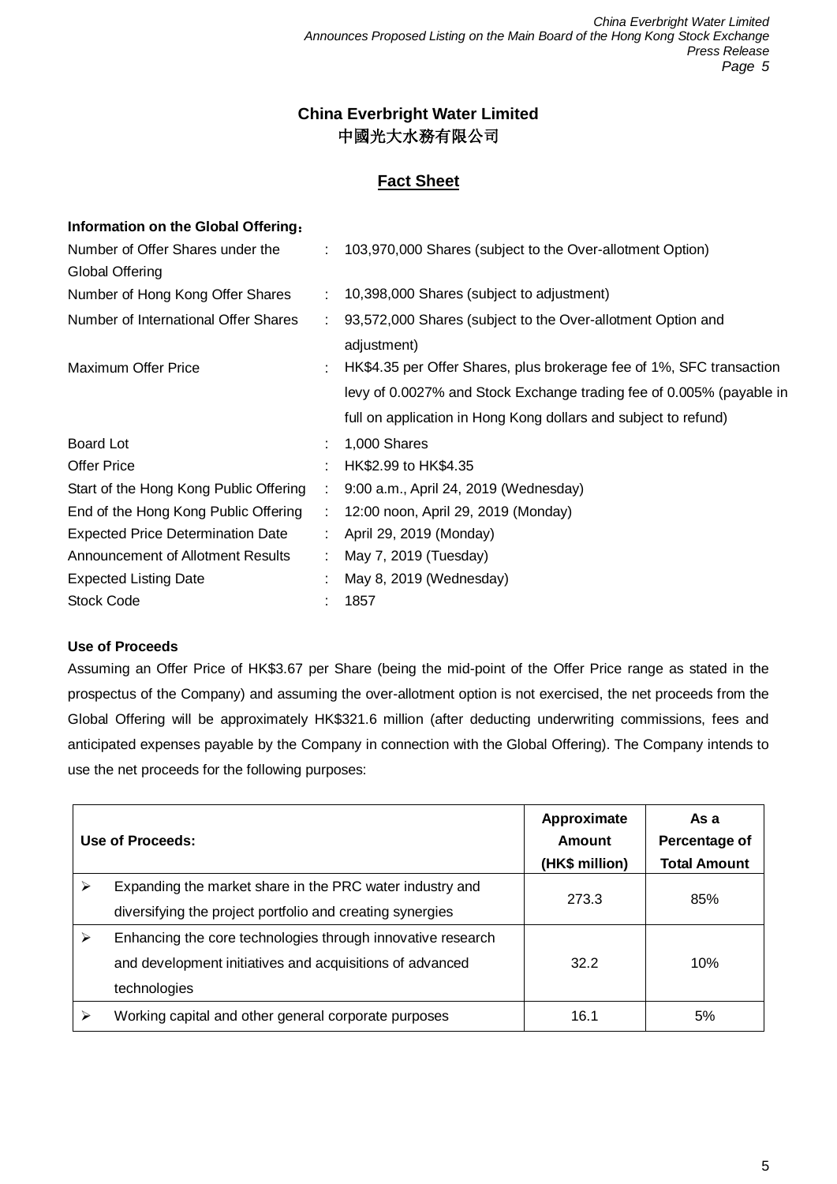## China Everbright Water Limited
## 中國光大水務有限公司

### Fact Sheet

**Information on the Global Offering：**

| | | |
|---|---|---|
| Number of Offer Shares under the Global Offering | : | 103,970,000 Shares (subject to the Over-allotment Option) |
| Number of Hong Kong Offer Shares | : | 10,398,000 Shares (subject to adjustment) |
| Number of International Offer Shares | : | 93,572,000 Shares (subject to the Over-allotment Option and adjustment) |
| Maximum Offer Price | : | HK$4.35 per Offer Shares, plus brokerage fee of 1%, SFC transaction levy of 0.0027% and Stock Exchange trading fee of 0.005% (payable in full on application in Hong Kong dollars and subject to refund) |
| Board Lot | : | 1,000 Shares |
| Offer Price | : | HK$2.99 to HK$4.35 |
| Start of the Hong Kong Public Offering | : | 9:00 a.m., April 24, 2019 (Wednesday) |
| End of the Hong Kong Public Offering | : | 12:00 noon, April 29, 2019 (Monday) |
| Expected Price Determination Date | : | April 29, 2019 (Monday) |
| Announcement of Allotment Results | : | May 7, 2019 (Tuesday) |
| Expected Listing Date | : | May 8, 2019 (Wednesday) |
| Stock Code | : | 1857 |

**Use of Proceeds**

Assuming an Offer Price of HK$3.67 per Share (being the mid-point of the Offer Price range as stated in the prospectus of the Company) and assuming the over-allotment option is not exercised, the net proceeds from the Global Offering will be approximately HK$321.6 million (after deducting underwriting commissions, fees and anticipated expenses payable by the Company in connection with the Global Offering). The Company intends to use the net proceeds for the following purposes:

| Use of Proceeds: | Approximate Amount (HK$ million) | As a Percentage of Total Amount |
|---|---|---|
| ➢ Expanding the market share in the PRC water industry and diversifying the project portfolio and creating synergies | 273.3 | 85% |
| ➢ Enhancing the core technologies through innovative research and development initiatives and acquisitions of advanced technologies | 32.2 | 10% |
| ➢ Working capital and other general corporate purposes | 16.1 | 5% |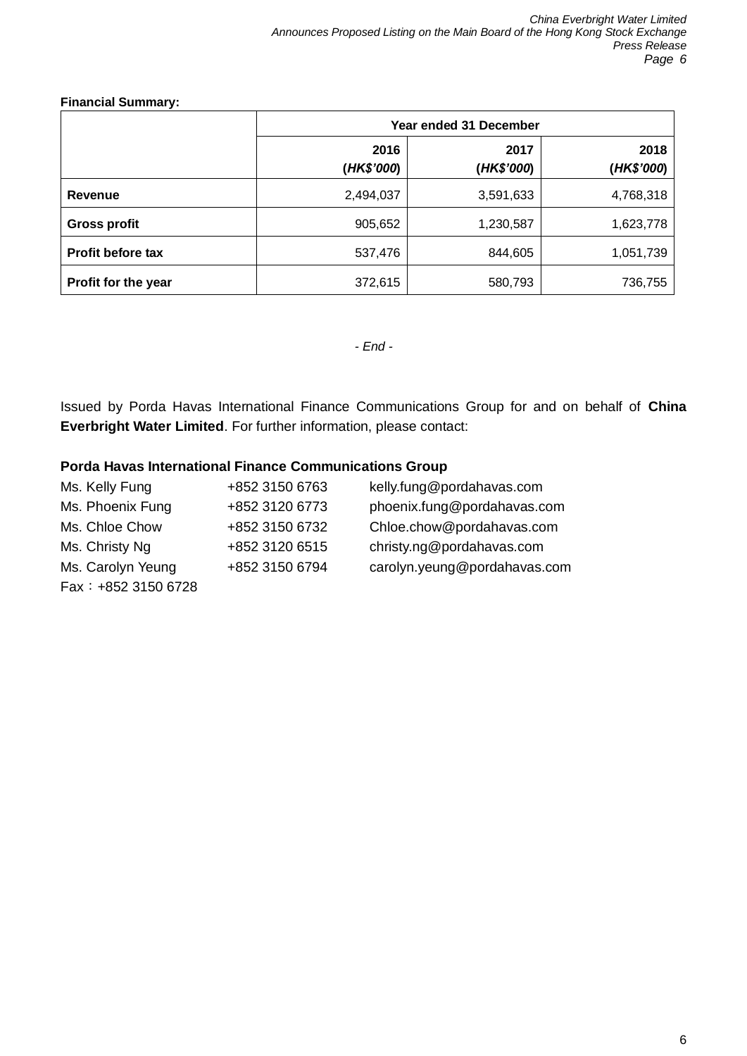**Financial Summary:**

| | Year ended 31 December | | |
|---|---|---|---|
| | **2016** **(*HK$'000*)** | **2017** **(*HK$'000*)** | **2018** **(*HK$'000*)** |
| **Revenue** | 2,494,037 | 3,591,633 | 4,768,318 |
| **Gross profit** | 905,652 | 1,230,587 | 1,623,778 |
| **Profit before tax** | 537,476 | 844,605 | 1,051,739 |
| **Profit for the year** | 372,615 | 580,793 | 736,755 |

*- End -*

Issued by Porda Havas International Finance Communications Group for and on behalf of **China Everbright Water Limited**. For further information, please contact:

**Porda Havas International Finance Communications Group**

| | | |
|---|---|---|
| Ms. Kelly Fung | +852 3150 6763 | kelly.fung@pordahavas.com |
| Ms. Phoenix Fung | +852 3120 6773 | phoenix.fung@pordahavas.com |
| Ms. Chloe Chow | +852 3150 6732 | Chloe.chow@pordahavas.com |
| Ms. Christy Ng | +852 3120 6515 | christy.ng@pordahavas.com |
| Ms. Carolyn Yeung | +852 3150 6794 | carolyn.yeung@pordahavas.com |

Fax：+852 3150 6728